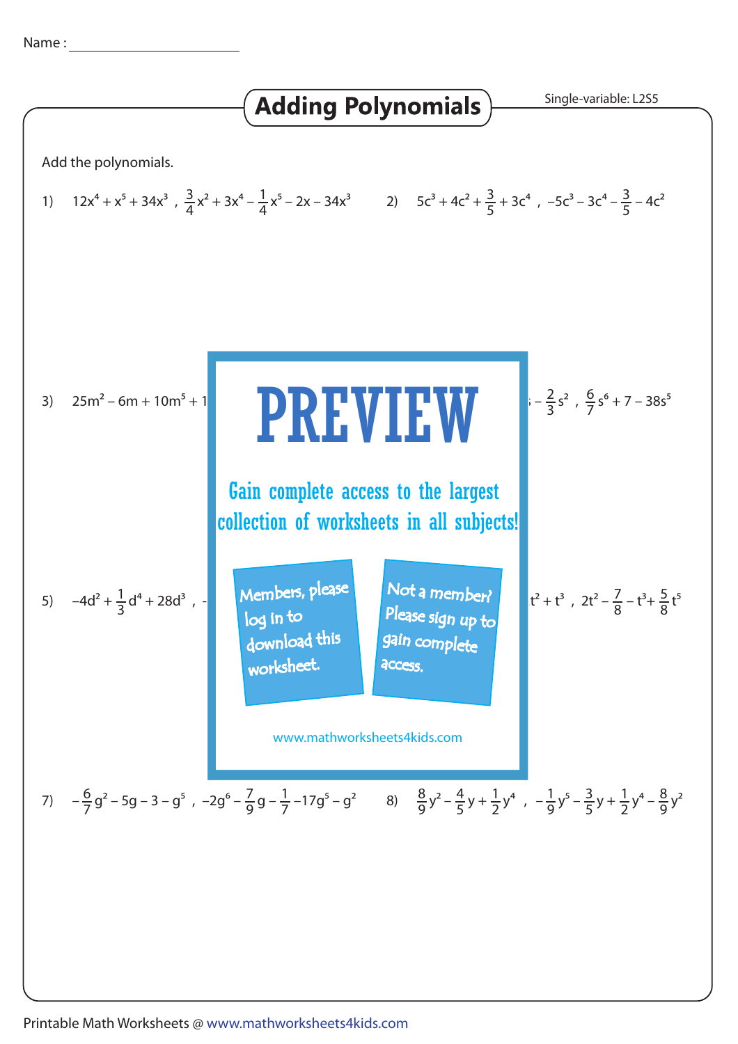Name : ______________________

# Adding Polynomials

Single-variable: L2S5

Add the polynomials.

1) $12x^4 + x^5 + 34x^3$ , $\frac{3}{4}x^2 + 3x^4 - \frac{1}{4}x^5 - 2x - 34x^3$

2) $5c^3 + 4c^2 + \frac{3}{5} + 3c^4$ , $-5c^3 - 3c^4 - \frac{3}{5} - 4c^2$

3) $25m^2 - 6m + 10m^5 + 1$

$- \frac{2}{3}s^2$ , $\frac{6}{7}s^6 + 7 - 38s^5$

PREVIEW

Gain complete access to the largest collection of worksheets in all subjects!

Members, please log in to download this worksheet.

Not a member? Please sign up to gain complete access.

www.mathworksheets4kids.com

5) $-4d^2 + \frac{1}{3}d^4 + 28d^3$ , -

$t^2 + t^3$ , $2t^2 - \frac{7}{8} - t^3 + \frac{5}{8}t^5$

7) $-\frac{6}{7}g^2 - 5g - 3 - g^5$ , $-2g^6 - \frac{7}{9}g - \frac{1}{7} - 17g^5 - g^2$

8) $\frac{8}{9}y^2 - \frac{4}{5}y + \frac{1}{2}y^4$ , $-\frac{1}{9}y^5 - \frac{3}{5}y + \frac{1}{2}y^4 - \frac{8}{9}y^2$

Printable Math Worksheets @ www.mathworksheets4kids.com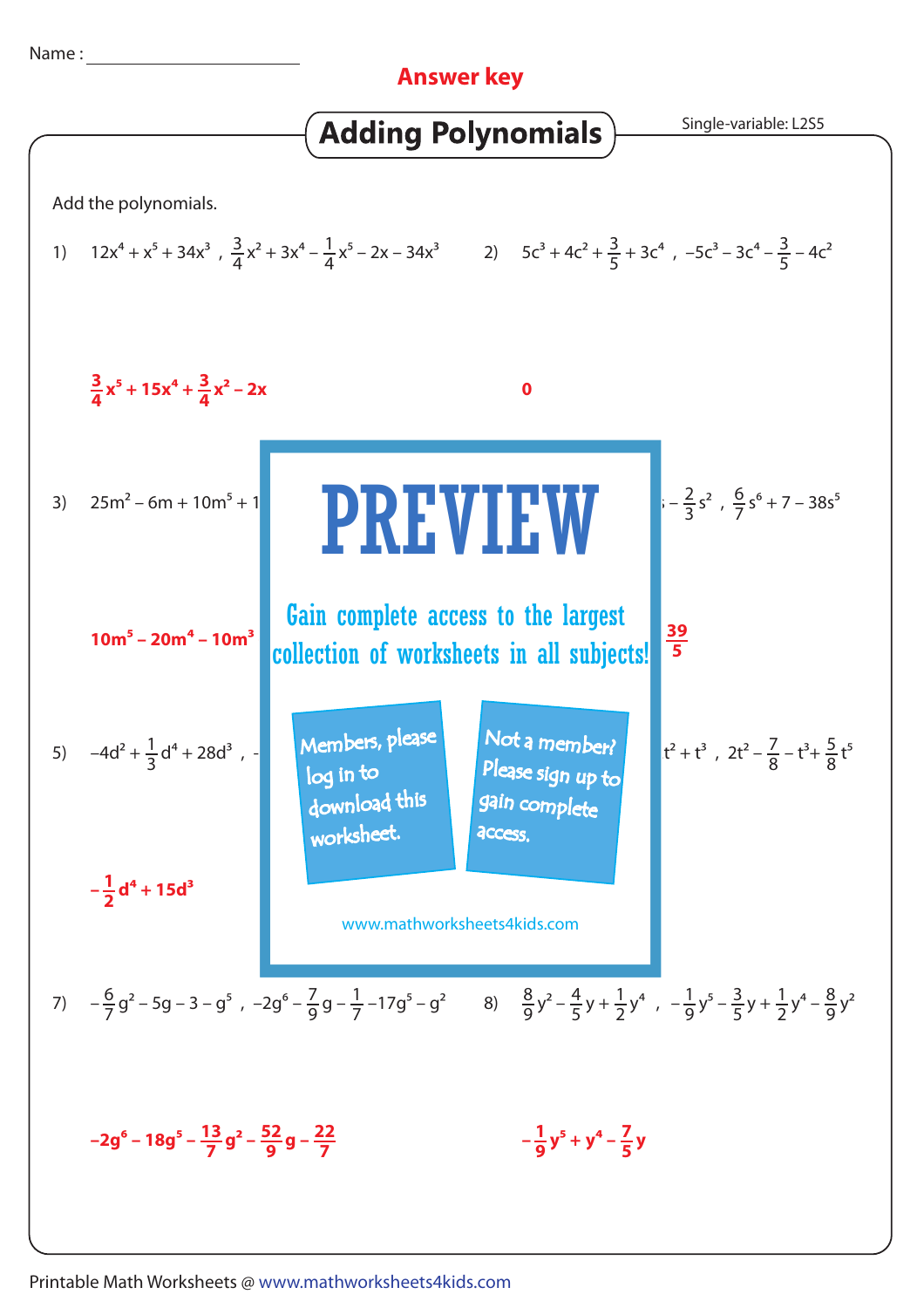Name : ________________________

**Answer key**

# Adding Polynomials

Single-variable: L2S5

Add the polynomials.

1) $12x^4 + x^5 + 34x^3$ , $\frac{3}{4}x^2 + 3x^4 - \frac{1}{4}x^5 - 2x - 34x^3$

**$\frac{3}{4}x^5 + 15x^4 + \frac{3}{4}x^2 - 2x$**

2) $5c^3 + 4c^2 + \frac{3}{5} + 3c^4$ , $-5c^3 - 3c^4 - \frac{3}{5} - 4c^2$

**0**

3) $25m^2 - 6m + 10m^5 + 1$

**$10m^5 - 20m^4 - 10m^3$**

4) $- \frac{2}{3}s^2$ , $\frac{6}{7}s^6 + 7 - 38s^5$

**$\frac{39}{5}$**

PREVIEW

Gain complete access to the largest collection of worksheets in all subjects!

Members, please log in to download this worksheet.

Not a member? Please sign up to gain complete access.

www.mathworksheets4kids.com

5) $-4d^2 + \frac{1}{3}d^4 + 28d^3$ ,

**$-\frac{1}{2}d^4 + 15d^3$**

6) $t^2 + t^3$ , $2t^2 - \frac{7}{8} - t^3 + \frac{5}{8}t^5$

7) $-\frac{6}{7}g^2 - 5g - 3 - g^5$ , $-2g^6 - \frac{7}{9}g - \frac{1}{7} - 17g^5 - g^2$

**$-2g^6 - 18g^5 - \frac{13}{7}g^2 - \frac{52}{9}g - \frac{22}{7}$**

8) $\frac{8}{9}y^2 - \frac{4}{5}y + \frac{1}{2}y^4$ , $-\frac{1}{9}y^5 - \frac{3}{5}y + \frac{1}{2}y^4 - \frac{8}{9}y^2$

**$-\frac{1}{9}y^5 + y^4 - \frac{7}{5}y$**

Printable Math Worksheets @ www.mathworksheets4kids.com